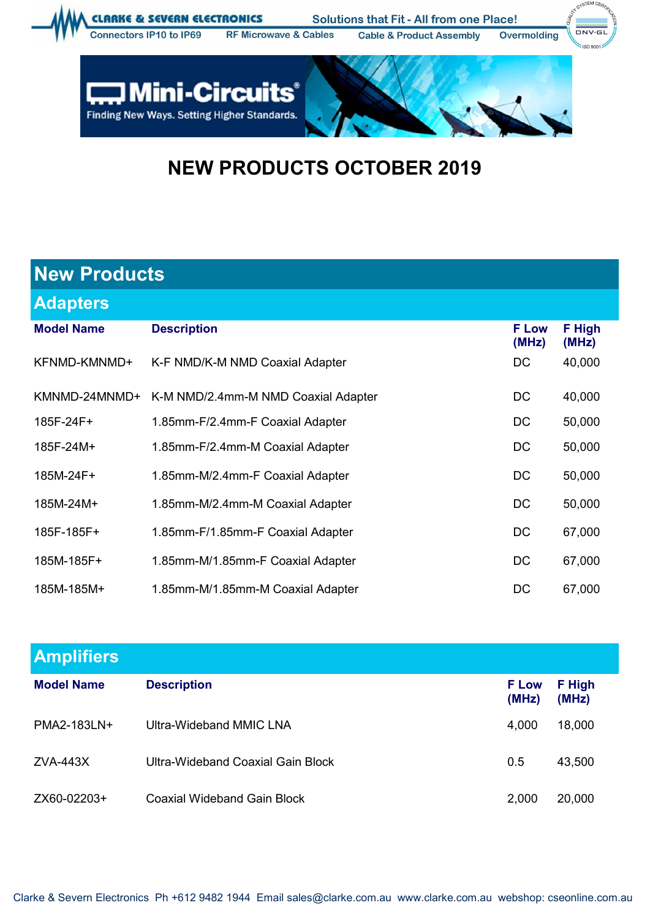# NEW PRODUCTS OCTOBER 2019

## New Products

### Adapters

| Model Name | Description | F Low (MHz) | F High (MHz) |
|---|---|---|---|
| KFNMD-KMNMD+ | K-F NMD/K-M NMD Coaxial Adapter | DC | 40,000 |
| KMNMD-24MNMD+ | K-M NMD/2.4mm-M NMD Coaxial Adapter | DC | 40,000 |
| 185F-24F+ | 1.85mm-F/2.4mm-F Coaxial Adapter | DC | 50,000 |
| 185F-24M+ | 1.85mm-F/2.4mm-M Coaxial Adapter | DC | 50,000 |
| 185M-24F+ | 1.85mm-M/2.4mm-F Coaxial Adapter | DC | 50,000 |
| 185M-24M+ | 1.85mm-M/2.4mm-M Coaxial Adapter | DC | 50,000 |
| 185F-185F+ | 1.85mm-F/1.85mm-F Coaxial Adapter | DC | 67,000 |
| 185M-185F+ | 1.85mm-M/1.85mm-F Coaxial Adapter | DC | 67,000 |
| 185M-185M+ | 1.85mm-M/1.85mm-M Coaxial Adapter | DC | 67,000 |

### Amplifiers

| Model Name | Description | F Low (MHz) | F High (MHz) |
|---|---|---|---|
| PMA2-183LN+ | Ultra-Wideband MMIC LNA | 4,000 | 18,000 |
| ZVA-443X | Ultra-Wideband Coaxial Gain Block | 0.5 | 43,500 |
| ZX60-02203+ | Coaxial Wideband Gain Block | 2,000 | 20,000 |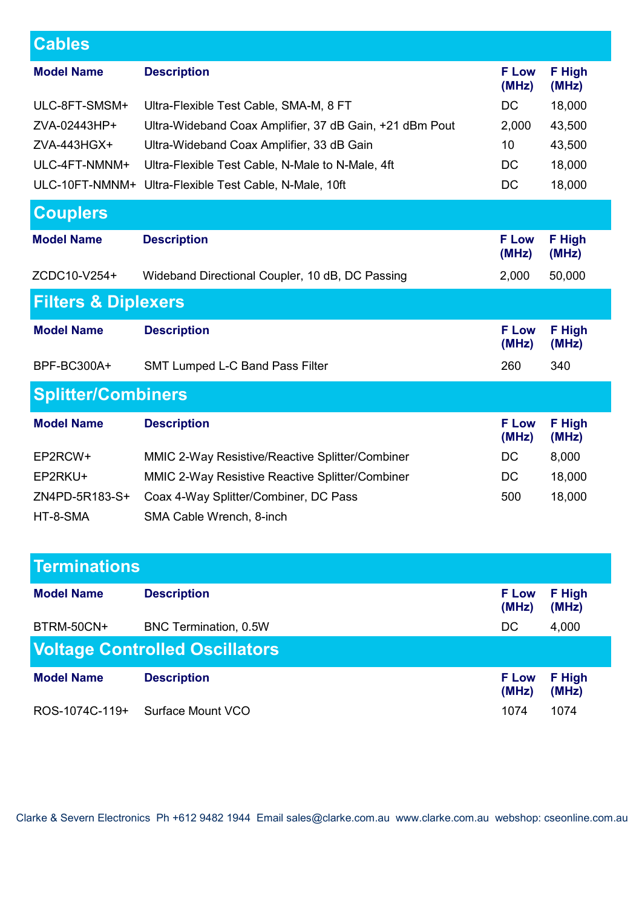## Cables

| Model Name | Description | F Low (MHz) | F High (MHz) |
|---|---|---|---|
| ULC-8FT-SMSM+ | Ultra-Flexible Test Cable, SMA-M, 8 FT | DC | 18,000 |
| ZVA-02443HP+ | Ultra-Wideband Coax Amplifier, 37 dB Gain, +21 dBm Pout | 2,000 | 43,500 |
| ZVA-443HGX+ | Ultra-Wideband Coax Amplifier, 33 dB Gain | 10 | 43,500 |
| ULC-4FT-NMNM+ | Ultra-Flexible Test Cable, N-Male to N-Male, 4ft | DC | 18,000 |
| ULC-10FT-NMNM+ | Ultra-Flexible Test Cable, N-Male, 10ft | DC | 18,000 |

## Couplers

| Model Name | Description | F Low (MHz) | F High (MHz) |
|---|---|---|---|
| ZCDC10-V254+ | Wideband Directional Coupler, 10 dB, DC Passing | 2,000 | 50,000 |

## Filters & Diplexers

| Model Name | Description | F Low (MHz) | F High (MHz) |
|---|---|---|---|
| BPF-BC300A+ | SMT Lumped L-C Band Pass Filter | 260 | 340 |

## Splitter/Combiners

| Model Name | Description | F Low (MHz) | F High (MHz) |
|---|---|---|---|
| EP2RCW+ | MMIC 2-Way Resistive/Reactive Splitter/Combiner | DC | 8,000 |
| EP2RKU+ | MMIC 2-Way Resistive Reactive Splitter/Combiner | DC | 18,000 |
| ZN4PD-5R183-S+ | Coax 4-Way Splitter/Combiner, DC Pass | 500 | 18,000 |
| HT-8-SMA | SMA Cable Wrench, 8-inch | | |

## Terminations

| Model Name | Description | F Low (MHz) | F High (MHz) |
|---|---|---|---|
| BTRM-50CN+ | BNC Termination, 0.5W | DC | 4,000 |

## Voltage Controlled Oscillators

| Model Name | Description | F Low (MHz) | F High (MHz) |
|---|---|---|---|
| ROS-1074C-119+ | Surface Mount VCO | 1074 | 1074 |

Clarke & Severn Electronics Ph +612 9482 1944 Email sales@clarke.com.au www.clarke.com.au webshop: cseonline.com.au